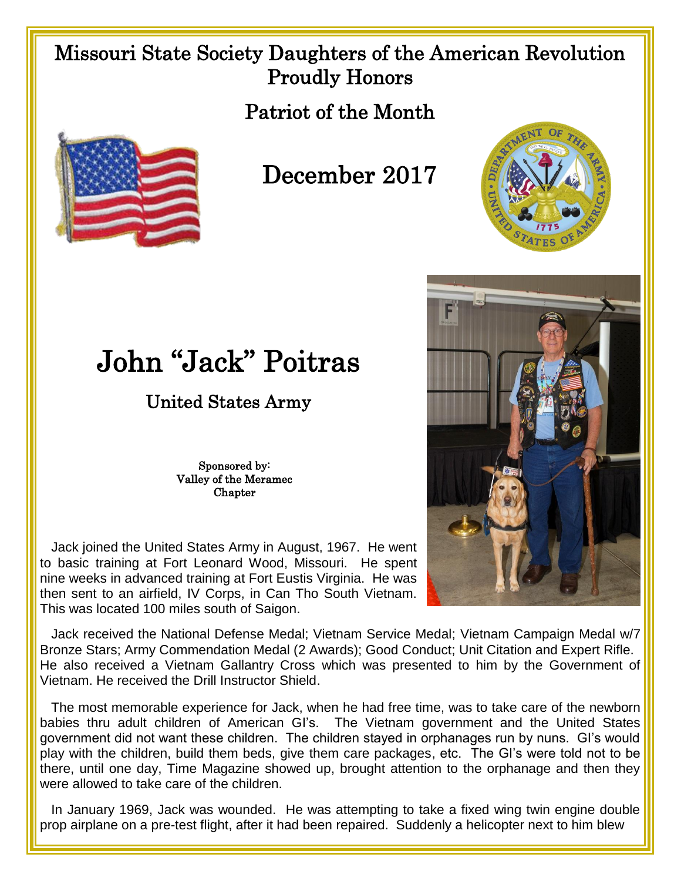# Missouri State Society Daughters of the American Revolution Proudly Honors

## Patriot of the Month

## December 2017

# John "Jack" Poitras

### United States Army

Sponsored by:
Valley of the Meramec
Chapter

Jack joined the United States Army in August, 1967. He went to basic training at Fort Leonard Wood, Missouri. He spent nine weeks in advanced training at Fort Eustis Virginia. He was then sent to an airfield, IV Corps, in Can Tho South Vietnam. This was located 100 miles south of Saigon.

Jack received the National Defense Medal; Vietnam Service Medal; Vietnam Campaign Medal w/7 Bronze Stars; Army Commendation Medal (2 Awards); Good Conduct; Unit Citation and Expert Rifle. He also received a Vietnam Gallantry Cross which was presented to him by the Government of Vietnam. He received the Drill Instructor Shield.

The most memorable experience for Jack, when he had free time, was to take care of the newborn babies thru adult children of American GI's. The Vietnam government and the United States government did not want these children. The children stayed in orphanages run by nuns. GI's would play with the children, build them beds, give them care packages, etc. The GI's were told not to be there, until one day, Time Magazine showed up, brought attention to the orphanage and then they were allowed to take care of the children.

In January 1969, Jack was wounded. He was attempting to take a fixed wing twin engine double prop airplane on a pre-test flight, after it had been repaired. Suddenly a helicopter next to him blew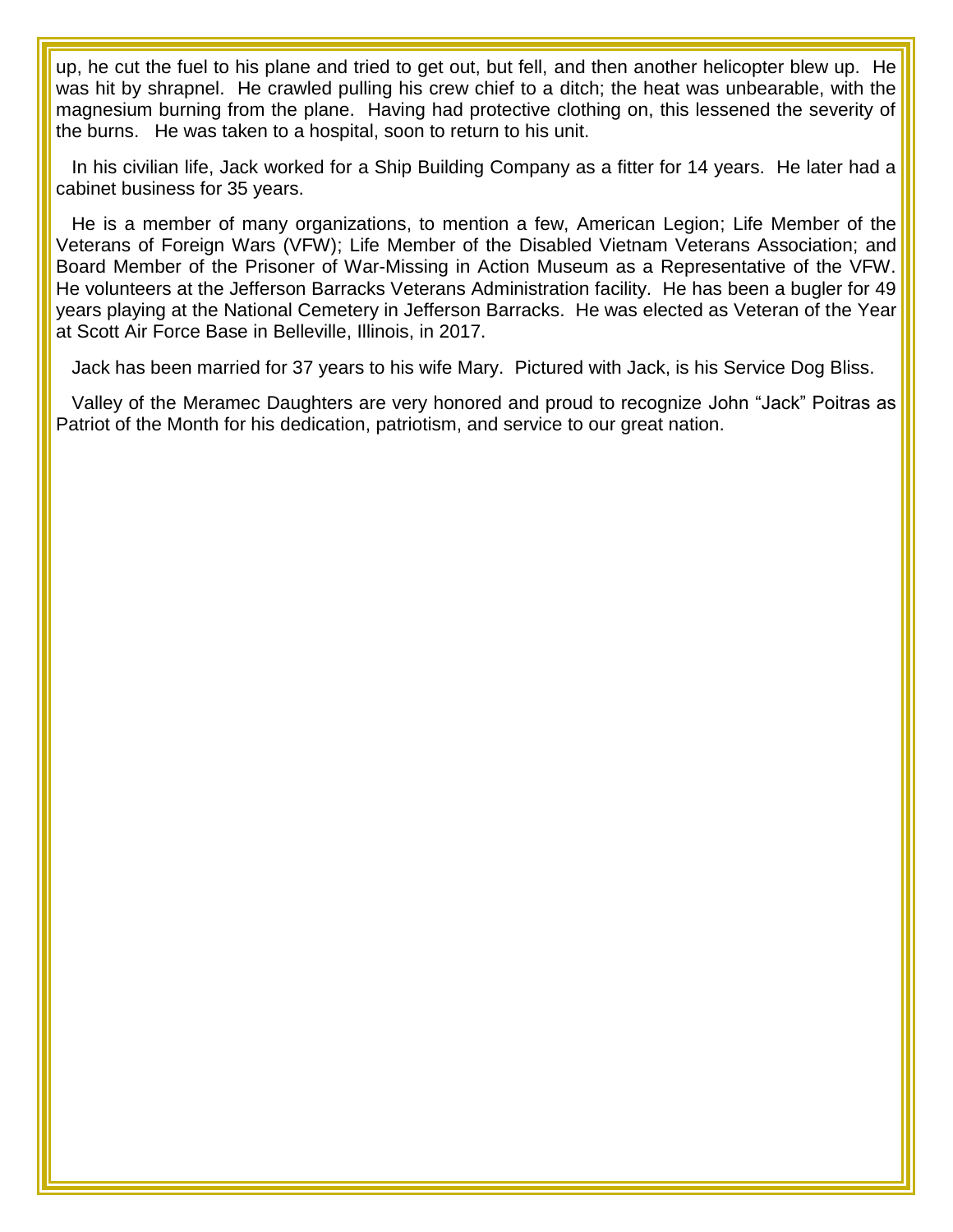up, he cut the fuel to his plane and tried to get out, but fell, and then another helicopter blew up. He was hit by shrapnel. He crawled pulling his crew chief to a ditch; the heat was unbearable, with the magnesium burning from the plane. Having had protective clothing on, this lessened the severity of the burns. He was taken to a hospital, soon to return to his unit.

In his civilian life, Jack worked for a Ship Building Company as a fitter for 14 years. He later had a cabinet business for 35 years.

He is a member of many organizations, to mention a few, American Legion; Life Member of the Veterans of Foreign Wars (VFW); Life Member of the Disabled Vietnam Veterans Association; and Board Member of the Prisoner of War-Missing in Action Museum as a Representative of the VFW. He volunteers at the Jefferson Barracks Veterans Administration facility. He has been a bugler for 49 years playing at the National Cemetery in Jefferson Barracks. He was elected as Veteran of the Year at Scott Air Force Base in Belleville, Illinois, in 2017.

Jack has been married for 37 years to his wife Mary. Pictured with Jack, is his Service Dog Bliss.

Valley of the Meramec Daughters are very honored and proud to recognize John "Jack" Poitras as Patriot of the Month for his dedication, patriotism, and service to our great nation.